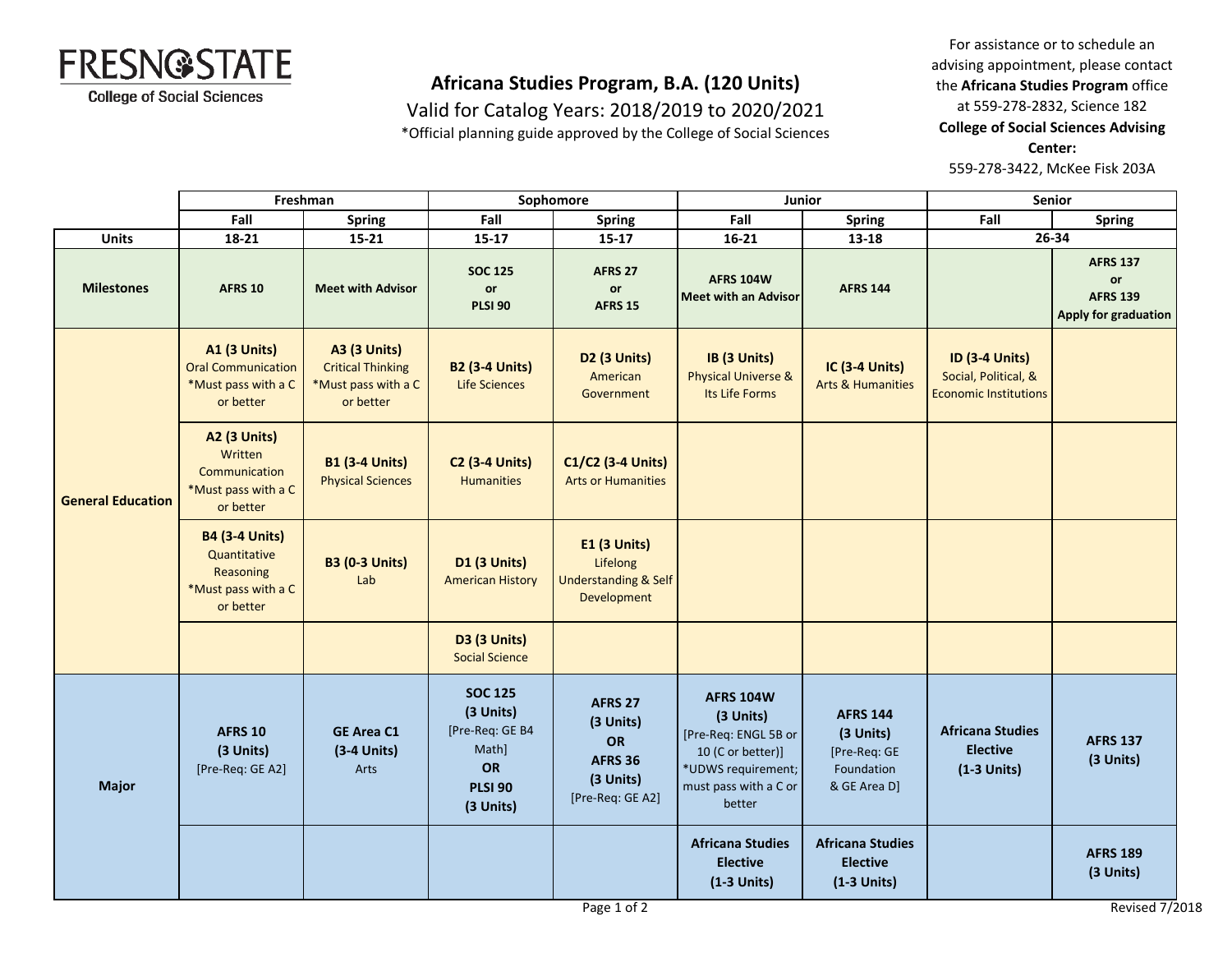**FRESNO STATE**
**College of Social Sciences**

# Africana Studies Program, B.A. (120 Units)

Valid for Catalog Years: 2018/2019 to 2020/2021

*Official planning guide approved by the College of Social Sciences

For assistance or to schedule an advising appointment, please contact the **Africana Studies Program** office at 559-278-2832, Science 182
**College of Social Sciences Advising Center:**
559-278-3422, McKee Fisk 203A

| | Freshman | | Sophomore | | Junior | | Senior | |
|---|---|---|---|---|---|---|---|---|
| | Fall | Spring | Fall | Spring | Fall | Spring | Fall | Spring |
| **Units** | 18-21 | 15-21 | 15-17 | 15-17 | 16-21 | 13-18 | 26-34 | |
| **Milestones** | **AFRS 10** | **Meet with Advisor** | **SOC 125 or PLSI 90** | **AFRS 27 or AFRS 15** | **AFRS 104W Meet with an Advisor** | **AFRS 144** | | **AFRS 137 or AFRS 139 Apply for graduation** |
| **General Education** | **A1 (3 Units)** Oral Communication *Must pass with a C or better | **A3 (3 Units)** Critical Thinking *Must pass with a C or better | **B2 (3-4 Units)** Life Sciences | **D2 (3 Units)** American Government | **IB (3 Units)** Physical Universe & Its Life Forms | **IC (3-4 Units)** Arts & Humanities | **ID (3-4 Units)** Social, Political, & Economic Institutions | |
| | **A2 (3 Units)** Written Communication *Must pass with a C or better | **B1 (3-4 Units)** Physical Sciences | **C2 (3-4 Units)** Humanities | **C1/C2 (3-4 Units)** Arts or Humanities | | | | |
| | **B4 (3-4 Units)** Quantitative Reasoning *Must pass with a C or better | **B3 (0-3 Units)** Lab | **D1 (3 Units)** American History | **E1 (3 Units)** Lifelong Understanding & Self Development | | | | |
| | | | **D3 (3 Units)** Social Science | | | | | |
| **Major** | **AFRS 10 (3 Units)** [Pre-Req: GE A2] | **GE Area C1 (3-4 Units)** Arts | **SOC 125 (3 Units)** [Pre-Req: GE B4 Math] **OR PLSI 90 (3 Units)** | **AFRS 27 (3 Units) OR AFRS 36 (3 Units)** [Pre-Req: GE A2] | **AFRS 104W (3 Units)** [Pre-Req: ENGL 5B or 10 (C or better)] *UDWS requirement; must pass with a C or better | **AFRS 144 (3 Units)** [Pre-Req: GE Foundation & GE Area D] | **Africana Studies Elective (1-3 Units)** | **AFRS 137 (3 Units)** |
| | | | | | **Africana Studies Elective (1-3 Units)** | **Africana Studies Elective (1-3 Units)** | | **AFRS 189 (3 Units)** |

Revised 7/2018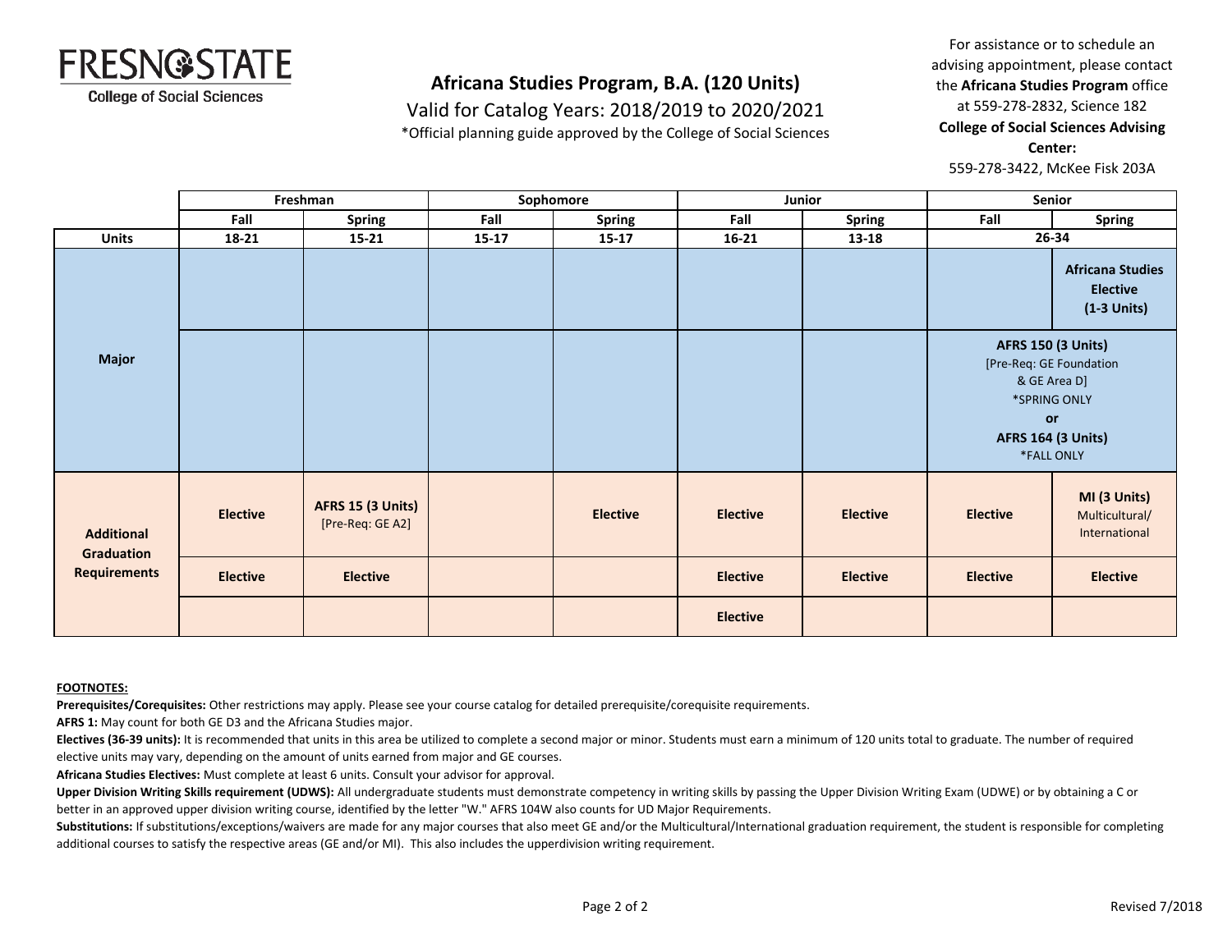# Africana Studies Program, B.A. (120 Units)

Valid for Catalog Years: 2018/2019 to 2020/2021

*Official planning guide approved by the College of Social Sciences

**FRESNO STATE**
College of Social Sciences

For assistance or to schedule an advising appointment, please contact the **Africana Studies Program** office at 559-278-2832, Science 182

**College of Social Sciences Advising Center:**
559-278-3422, McKee Fisk 203A

| | Freshman | | Sophomore | | Junior | | Senior | |
|---|---|---|---|---|---|---|---|---|
| | Fall | Spring | Fall | Spring | Fall | Spring | Fall | Spring |
| **Units** | 18-21 | 15-21 | 15-17 | 15-17 | 16-21 | 13-18 | 26-34 | |
| **Major** | | | | | | | | **Africana Studies Elective (1-3 Units)** |
| **Major** | | | | | | | **AFRS 150 (3 Units)** [Pre-Req: GE Foundation & GE Area D] *SPRING ONLY **or** **AFRS 164 (3 Units)** *FALL ONLY | |
| **Additional Graduation Requirements** | Elective | **AFRS 15 (3 Units)** [Pre-Req: GE A2] | | Elective | Elective | Elective | Elective | **MI (3 Units)** Multicultural/ International |
| **Additional Graduation Requirements** | Elective | Elective | | | Elective | Elective | Elective | Elective |
| **Additional Graduation Requirements** | | | | | Elective | | | |

**FOOTNOTES:**

**Prerequisites/Corequisites:** Other restrictions may apply. Please see your course catalog for detailed prerequisite/corequisite requirements.

**AFRS 1:** May count for both GE D3 and the Africana Studies major.

**Electives (36-39 units):** It is recommended that units in this area be utilized to complete a second major or minor. Students must earn a minimum of 120 units total to graduate. The number of required elective units may vary, depending on the amount of units earned from major and GE courses.

**Africana Studies Electives:** Must complete at least 6 units. Consult your advisor for approval.

**Upper Division Writing Skills requirement (UDWS):** All undergraduate students must demonstrate competency in writing skills by passing the Upper Division Writing Exam (UDWE) or by obtaining a C or better in an approved upper division writing course, identified by the letter "W." AFRS 104W also counts for UD Major Requirements.

**Substitutions:** If substitutions/exceptions/waivers are made for any major courses that also meet GE and/or the Multicultural/International graduation requirement, the student is responsible for completing additional courses to satisfy the respective areas (GE and/or MI). This also includes the upperdivision writing requirement.

Revised 7/2018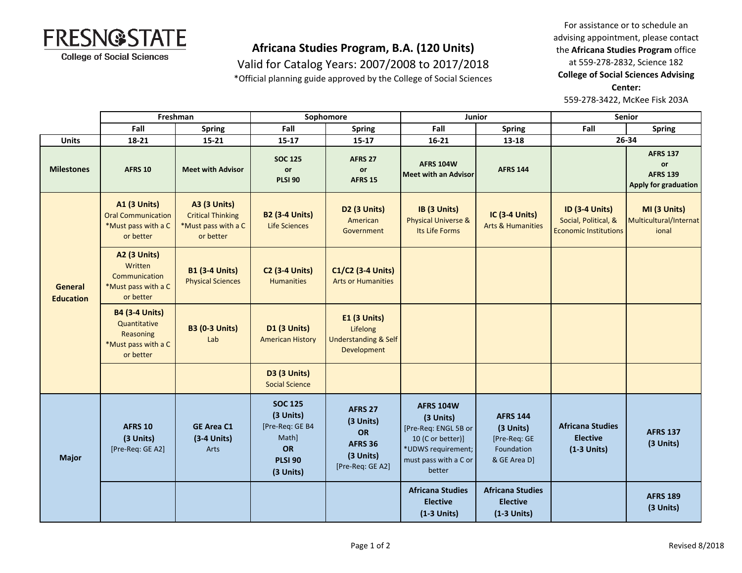**FRESNO STATE**
College of Social Sciences

# Africana Studies Program, B.A. (120 Units)

Valid for Catalog Years: 2007/2008 to 2017/2018

*Official planning guide approved by the College of Social Sciences

For assistance or to schedule an advising appointment, please contact the **Africana Studies Program** office at 559-278-2832, Science 182
**College of Social Sciences Advising Center:**
559-278-3422, McKee Fisk 203A

| | Freshman | | Sophomore | | Junior | | Senior | |
|---|---|---|---|---|---|---|---|---|
| | Fall | Spring | Fall | Spring | Fall | Spring | Fall | Spring |
| **Units** | 18-21 | 15-21 | 15-17 | 15-17 | 16-21 | 13-18 | 26-34 | |
| **Milestones** | **AFRS 10** | **Meet with Advisor** | **SOC 125 or PLSI 90** | **AFRS 27 or AFRS 15** | **AFRS 104W Meet with an Advisor** | **AFRS 144** | | **AFRS 137 or AFRS 139 Apply for graduation** |
| **General Education** | **A1 (3 Units)** Oral Communication *Must pass with a C or better | **A3 (3 Units)** Critical Thinking *Must pass with a C or better | **B2 (3-4 Units)** Life Sciences | **D2 (3 Units)** American Government | **IB (3 Units)** Physical Universe & Its Life Forms | **IC (3-4 Units)** Arts & Humanities | **ID (3-4 Units)** Social, Political, & Economic Institutions | **MI (3 Units)** Multicultural/International |
| | **A2 (3 Units)** Written Communication *Must pass with a C or better | **B1 (3-4 Units)** Physical Sciences | **C2 (3-4 Units)** Humanities | **C1/C2 (3-4 Units)** Arts or Humanities | | | | |
| | **B4 (3-4 Units)** Quantitative Reasoning *Must pass with a C or better | **B3 (0-3 Units)** Lab | **D1 (3 Units)** American History | **E1 (3 Units)** Lifelong Understanding & Self Development | | | | |
| | | | **D3 (3 Units)** Social Science | | | | | |
| **Major** | **AFRS 10 (3 Units)** [Pre-Req: GE A2] | **GE Area C1 (3-4 Units)** Arts | **SOC 125 (3 Units)** [Pre-Req: GE B4 Math] **OR** **PLSI 90 (3 Units)** | **AFRS 27 (3 Units) OR AFRS 36 (3 Units)** [Pre-Req: GE A2] | **AFRS 104W (3 Units)** [Pre-Req: ENGL 5B or 10 (C or better)] *UDWS requirement; must pass with a C or better | **AFRS 144 (3 Units)** [Pre-Req: GE Foundation & GE Area D] | **Africana Studies Elective (1-3 Units)** | **AFRS 137 (3 Units)** |
| | | | | | **Africana Studies Elective (1-3 Units)** | **Africana Studies Elective (1-3 Units)** | | **AFRS 189 (3 Units)** |

Revised 8/2018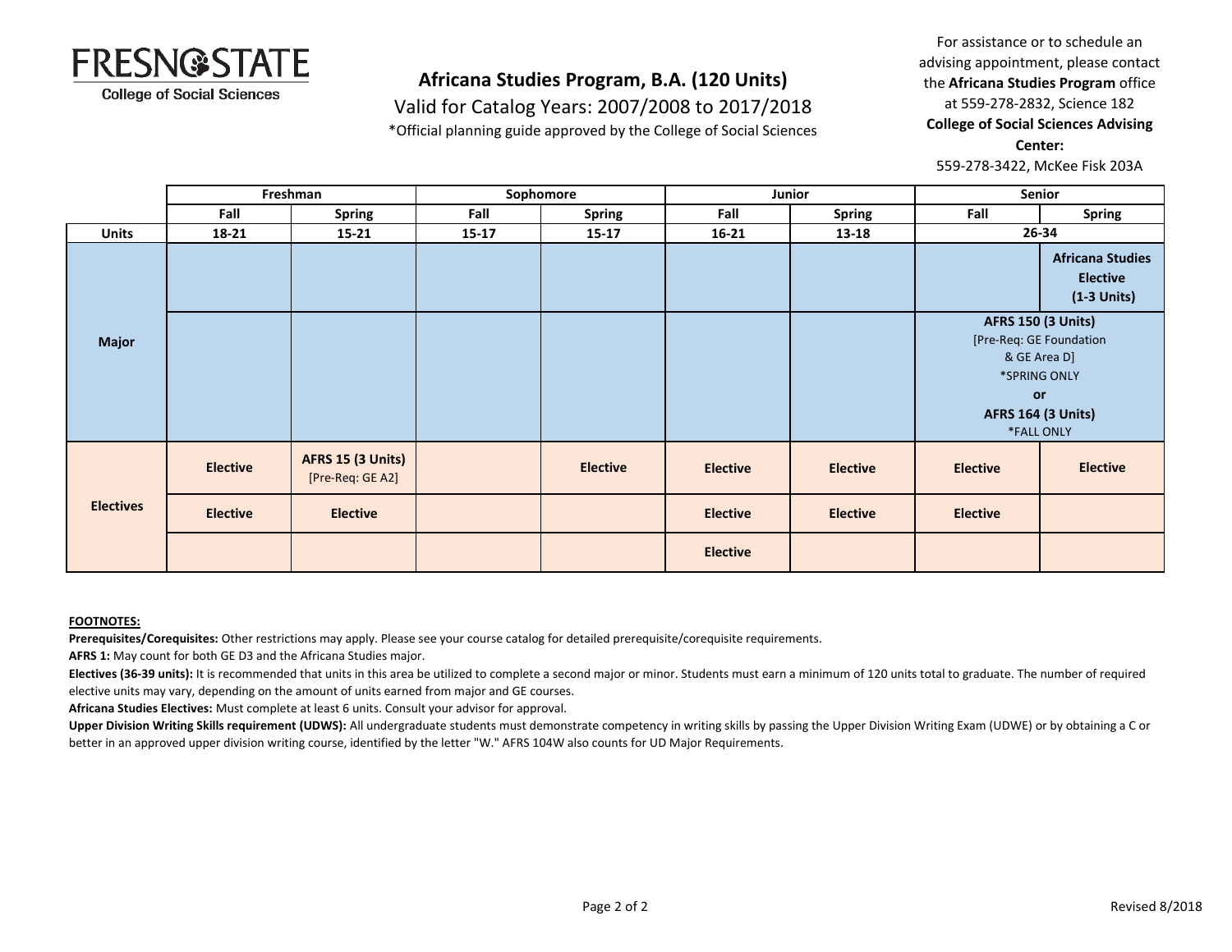FRESNO STATE
College of Social Sciences

# Africana Studies Program, B.A. (120 Units)

Valid for Catalog Years: 2007/2008 to 2017/2018

*Official planning guide approved by the College of Social Sciences

For assistance or to schedule an advising appointment, please contact the **Africana Studies Program** office at 559-278-2832, Science 182
**College of Social Sciences Advising Center:**
559-278-3422, McKee Fisk 203A

| | Freshman | | Sophomore | | Junior | | Senior | |
|---|---|---|---|---|---|---|---|---|
| | **Fall** | **Spring** | **Fall** | **Spring** | **Fall** | **Spring** | **Fall** | **Spring** |
| **Units** | **18-21** | **15-21** | **15-17** | **15-17** | **16-21** | **13-18** | **26-34** | |
| **Major** | | | | | | | | **Africana Studies Elective (1-3 Units)** |
| | | | | | | | **AFRS 150 (3 Units)** [Pre-Req: GE Foundation & GE Area D] *SPRING ONLY **or** **AFRS 164 (3 Units)** *FALL ONLY | |
| **Electives** | **Elective** | **AFRS 15 (3 Units)** [Pre-Req: GE A2] | | **Elective** | **Elective** | **Elective** | **Elective** | **Elective** |
| | **Elective** | **Elective** | | | **Elective** | **Elective** | **Elective** | |
| | | | | | **Elective** | | | |

**FOOTNOTES:**

**Prerequisites/Corequisites:** Other restrictions may apply. Please see your course catalog for detailed prerequisite/corequisite requirements.

**AFRS 1:** May count for both GE D3 and the Africana Studies major.

**Electives (36-39 units):** It is recommended that units in this area be utilized to complete a second major or minor. Students must earn a minimum of 120 units total to graduate. The number of required elective units may vary, depending on the amount of units earned from major and GE courses.

**Africana Studies Electives:** Must complete at least 6 units. Consult your advisor for approval.

**Upper Division Writing Skills requirement (UDWS):** All undergraduate students must demonstrate competency in writing skills by passing the Upper Division Writing Exam (UDWE) or by obtaining a C or better in an approved upper division writing course, identified by the letter "W." AFRS 104W also counts for UD Major Requirements.

Revised 8/2018